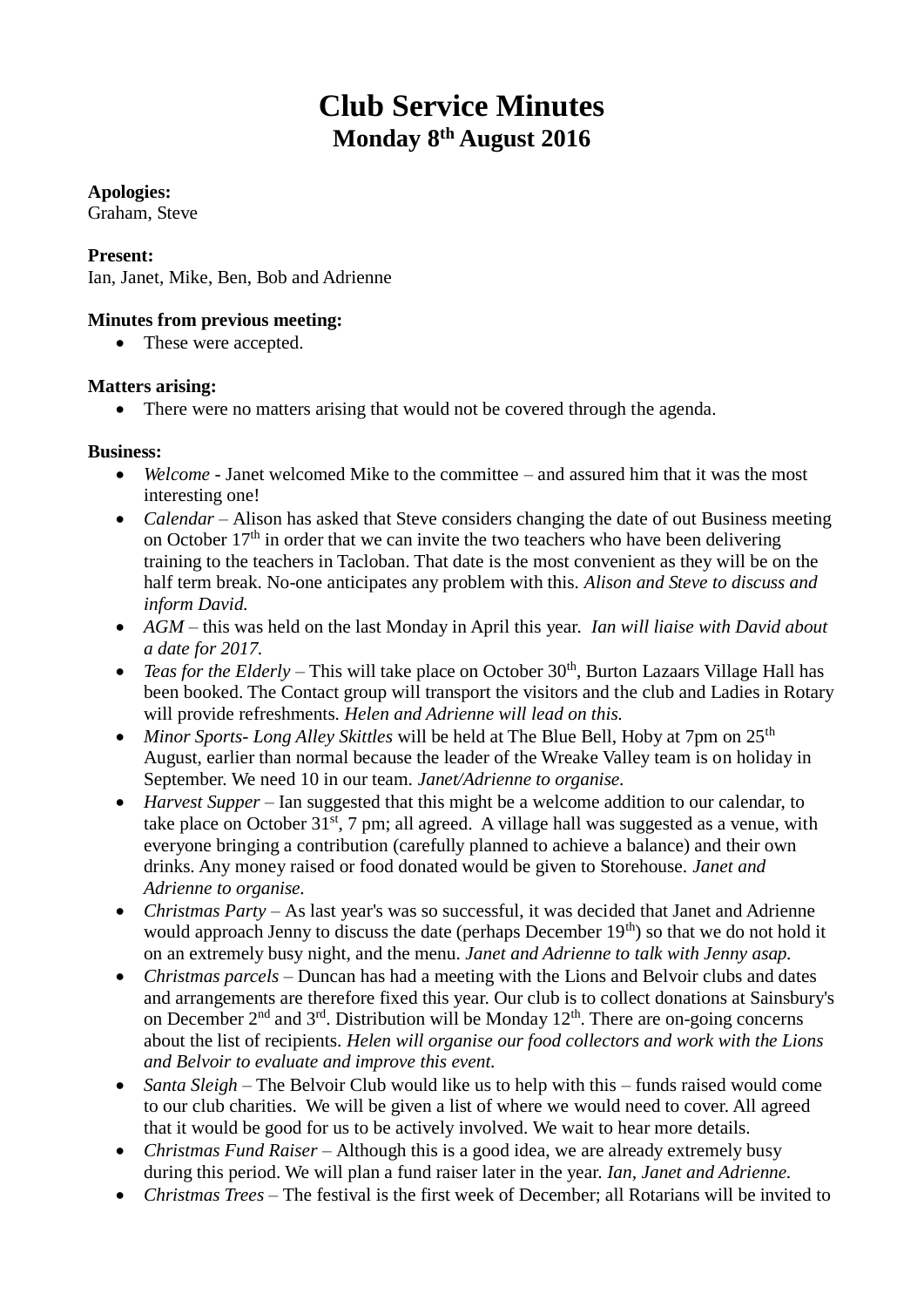# Club Service Minutes
## Monday 8th August 2016

**Apologies:**
Graham, Steve

**Present:**
Ian, Janet, Mike, Ben, Bob and Adrienne

**Minutes from previous meeting:**

- These were accepted.

**Matters arising:**

- There were no matters arising that would not be covered through the agenda.

**Business:**

- *Welcome* - Janet welcomed Mike to the committee – and assured him that it was the most interesting one!
- *Calendar* – Alison has asked that Steve considers changing the date of out Business meeting on October 17th in order that we can invite the two teachers who have been delivering training to the teachers in Tacloban. That date is the most convenient as they will be on the half term break. No-one anticipates any problem with this. *Alison and Steve to discuss and inform David.*
- *AGM* – this was held on the last Monday in April this year. *Ian will liaise with David about a date for 2017.*
- *Teas for the Elderly* – This will take place on October 30th, Burton Lazaars Village Hall has been booked. The Contact group will transport the visitors and the club and Ladies in Rotary will provide refreshments. *Helen and Adrienne will lead on this.*
- *Minor Sports- Long Alley Skittles* will be held at The Blue Bell, Hoby at 7pm on 25th August, earlier than normal because the leader of the Wreake Valley team is on holiday in September. We need 10 in our team. *Janet/Adrienne to organise.*
- *Harvest Supper* – Ian suggested that this might be a welcome addition to our calendar, to take place on October 31st, 7 pm; all agreed. A village hall was suggested as a venue, with everyone bringing a contribution (carefully planned to achieve a balance) and their own drinks. Any money raised or food donated would be given to Storehouse. *Janet and Adrienne to organise.*
- *Christmas Party* – As last year's was so successful, it was decided that Janet and Adrienne would approach Jenny to discuss the date (perhaps December 19th) so that we do not hold it on an extremely busy night, and the menu. *Janet and Adrienne to talk with Jenny asap.*
- *Christmas parcels* – Duncan has had a meeting with the Lions and Belvoir clubs and dates and arrangements are therefore fixed this year. Our club is to collect donations at Sainsbury's on December 2nd and 3rd. Distribution will be Monday 12th. There are on-going concerns about the list of recipients. *Helen will organise our food collectors and work with the Lions and Belvoir to evaluate and improve this event.*
- *Santa Sleigh* – The Belvoir Club would like us to help with this – funds raised would come to our club charities. We will be given a list of where we would need to cover. All agreed that it would be good for us to be actively involved. We wait to hear more details.
- *Christmas Fund Raiser* – Although this is a good idea, we are already extremely busy during this period. We will plan a fund raiser later in the year. *Ian, Janet and Adrienne.*
- *Christmas Trees* – The festival is the first week of December; all Rotarians will be invited to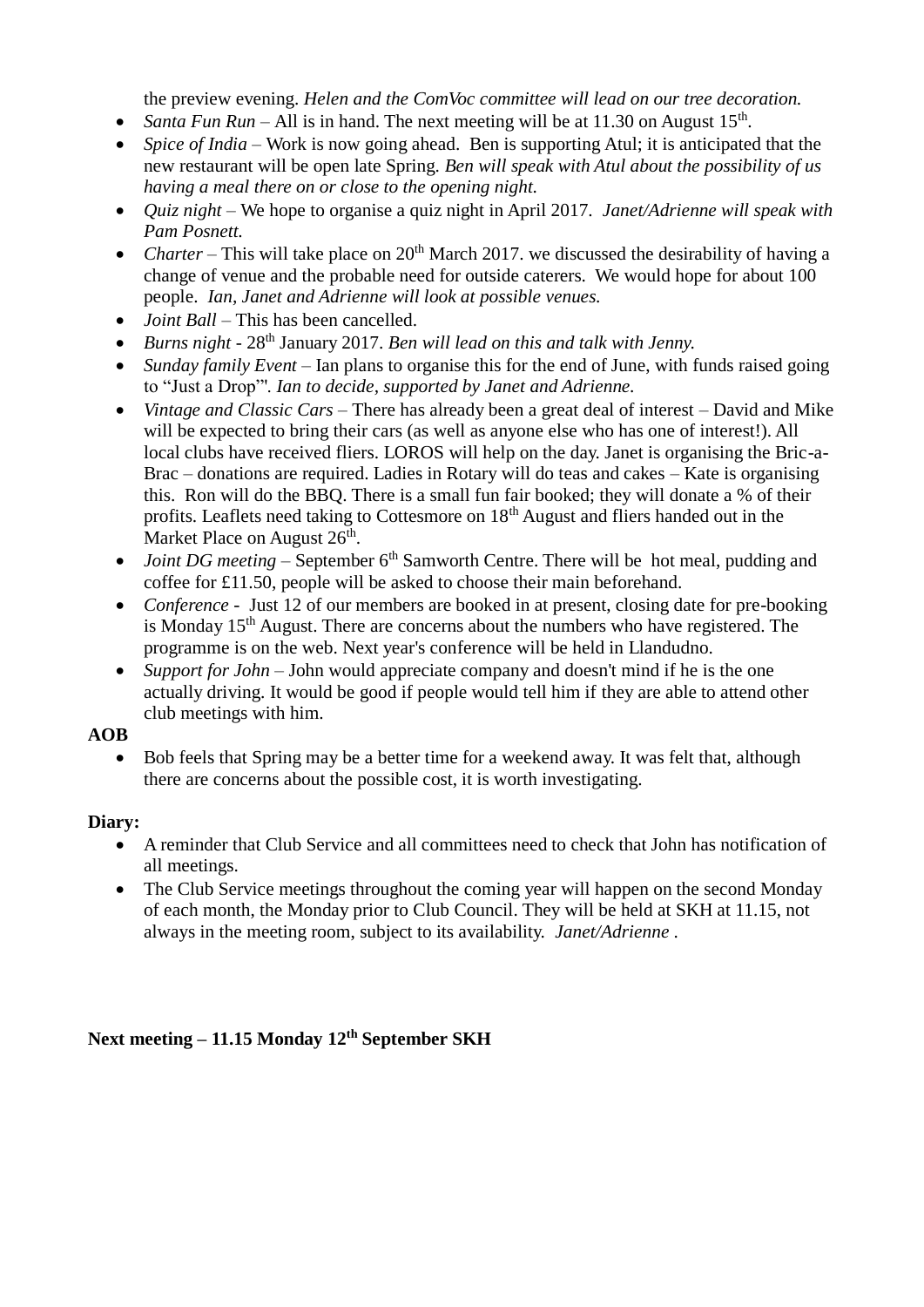the preview evening. *Helen and the ComVoc committee will lead on our tree decoration.*

- *Santa Fun Run* – All is in hand. The next meeting will be at 11.30 on August 15th.
- *Spice of India* – Work is now going ahead. Ben is supporting Atul; it is anticipated that the new restaurant will be open late Spring. *Ben will speak with Atul about the possibility of us having a meal there on or close to the opening night.*
- *Quiz night* – We hope to organise a quiz night in April 2017. *Janet/Adrienne will speak with Pam Posnett.*
- *Charter* – This will take place on 20th March 2017. we discussed the desirability of having a change of venue and the probable need for outside caterers. We would hope for about 100 people. *Ian, Janet and Adrienne will look at possible venues.*
- *Joint Ball* – This has been cancelled.
- *Burns night* - 28th January 2017. *Ben will lead on this and talk with Jenny.*
- *Sunday family Event* – Ian plans to organise this for the end of June, with funds raised going to "Just a Drop"'. *Ian to decide, supported by Janet and Adrienne.*
- *Vintage and Classic Cars* – There has already been a great deal of interest – David and Mike will be expected to bring their cars (as well as anyone else who has one of interest!). All local clubs have received fliers. LOROS will help on the day. Janet is organising the Bric-a-Brac – donations are required. Ladies in Rotary will do teas and cakes – Kate is organising this. Ron will do the BBQ. There is a small fun fair booked; they will donate a % of their profits. Leaflets need taking to Cottesmore on 18th August and fliers handed out in the Market Place on August 26th.
- *Joint DG meeting* – September 6th Samworth Centre. There will be hot meal, pudding and coffee for £11.50, people will be asked to choose their main beforehand.
- *Conference* - Just 12 of our members are booked in at present, closing date for pre-booking is Monday 15th August. There are concerns about the numbers who have registered. The programme is on the web. Next year's conference will be held in Llandudno.
- *Support for John* – John would appreciate company and doesn't mind if he is the one actually driving. It would be good if people would tell him if they are able to attend other club meetings with him.

**AOB**

- Bob feels that Spring may be a better time for a weekend away. It was felt that, although there are concerns about the possible cost, it is worth investigating.

**Diary:**

- A reminder that Club Service and all committees need to check that John has notification of all meetings.
- The Club Service meetings throughout the coming year will happen on the second Monday of each month, the Monday prior to Club Council. They will be held at SKH at 11.15, not always in the meeting room, subject to its availability. *Janet/Adrienne* .

**Next meeting – 11.15 Monday 12th September SKH**